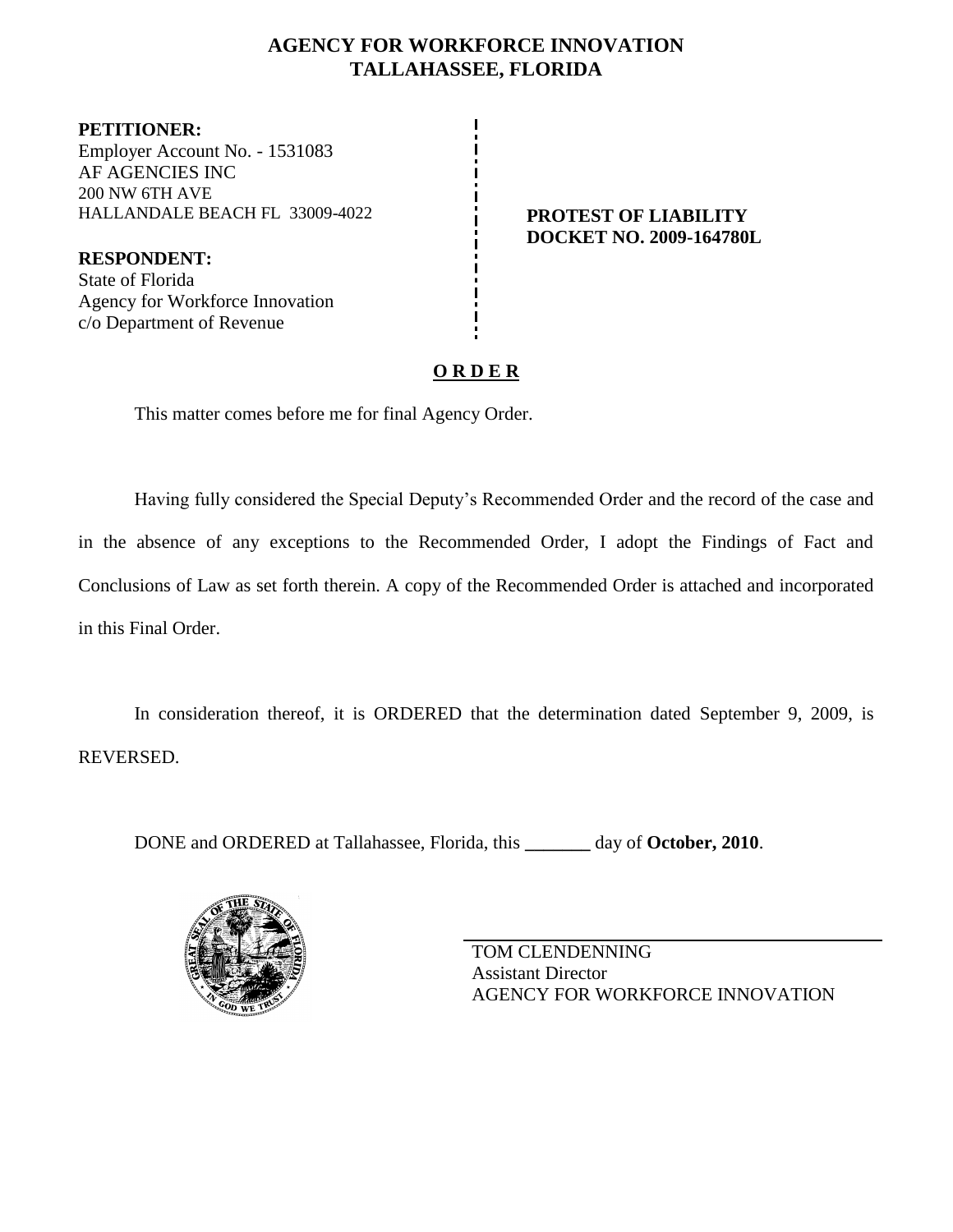# AGENCY FOR WORKFORCE INNOVATION
# TALLAHASSEE, FLORIDA

**PETITIONER:**
Employer Account No. - 1531083
AF AGENCIES INC
200 NW 6TH AVE
HALLANDALE BEACH FL 33009-4022

**RESPONDENT:**
State of Florida
Agency for Workforce Innovation
c/o Department of Revenue

**PROTEST OF LIABILITY**
**DOCKET NO. 2009-164780L**

## O R D E R

This matter comes before me for final Agency Order.

Having fully considered the Special Deputy's Recommended Order and the record of the case and in the absence of any exceptions to the Recommended Order, I adopt the Findings of Fact and Conclusions of Law as set forth therein. A copy of the Recommended Order is attached and incorporated in this Final Order.

In consideration thereof, it is ORDERED that the determination dated September 9, 2009, is REVERSED.

DONE and ORDERED at Tallahassee, Florida, this _______ day of **October, 2010**.

TOM CLENDENNING
Assistant Director
AGENCY FOR WORKFORCE INNOVATION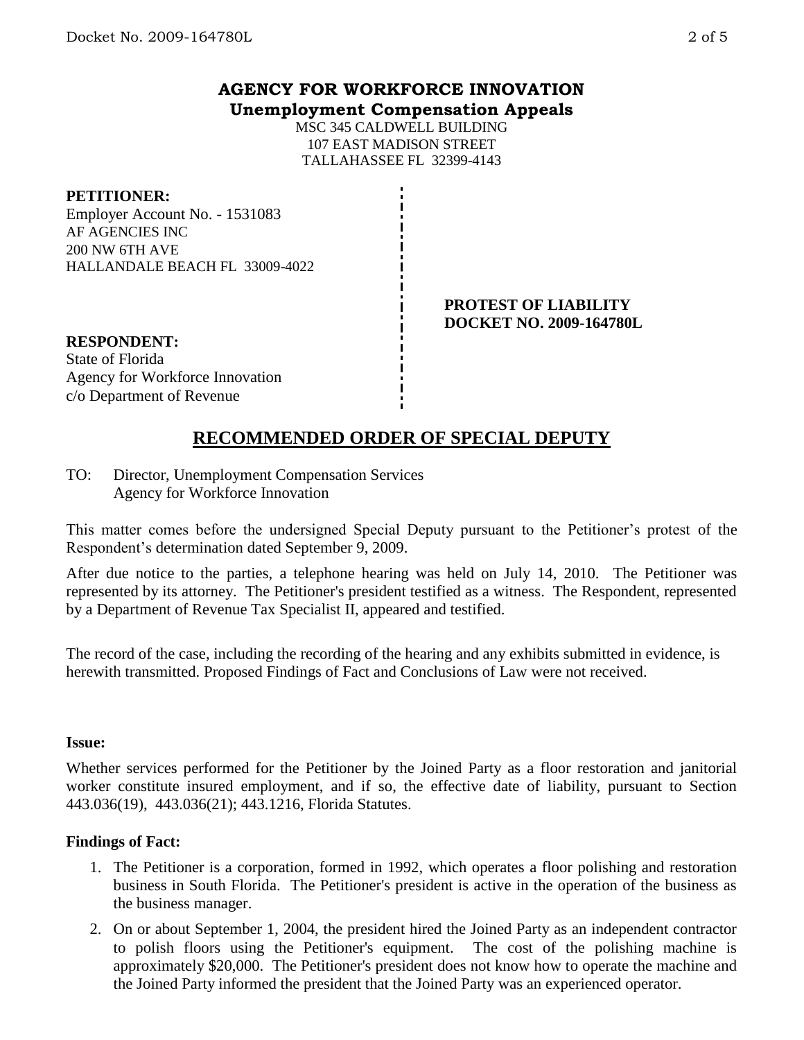# AGENCY FOR WORKFORCE INNOVATION
## Unemployment Compensation Appeals

MSC 345 CALDWELL BUILDING
107 EAST MADISON STREET
TALLAHASSEE FL 32399-4143

**PETITIONER:**
Employer Account No. - 1531083
AF AGENCIES INC
200 NW 6TH AVE
HALLANDALE BEACH FL 33009-4022

**PROTEST OF LIABILITY**
**DOCKET NO. 2009-164780L**

**RESPONDENT:**
State of Florida
Agency for Workforce Innovation
c/o Department of Revenue

## RECOMMENDED ORDER OF SPECIAL DEPUTY

TO: Director, Unemployment Compensation Services
Agency for Workforce Innovation

This matter comes before the undersigned Special Deputy pursuant to the Petitioner's protest of the Respondent's determination dated September 9, 2009.

After due notice to the parties, a telephone hearing was held on July 14, 2010. The Petitioner was represented by its attorney. The Petitioner's president testified as a witness. The Respondent, represented by a Department of Revenue Tax Specialist II, appeared and testified.

The record of the case, including the recording of the hearing and any exhibits submitted in evidence, is herewith transmitted. Proposed Findings of Fact and Conclusions of Law were not received.

**Issue:**

Whether services performed for the Petitioner by the Joined Party as a floor restoration and janitorial worker constitute insured employment, and if so, the effective date of liability, pursuant to Section 443.036(19), 443.036(21); 443.1216, Florida Statutes.

**Findings of Fact:**

1. The Petitioner is a corporation, formed in 1992, which operates a floor polishing and restoration business in South Florida. The Petitioner's president is active in the operation of the business as the business manager.
2. On or about September 1, 2004, the president hired the Joined Party as an independent contractor to polish floors using the Petitioner's equipment. The cost of the polishing machine is approximately $20,000. The Petitioner's president does not know how to operate the machine and the Joined Party informed the president that the Joined Party was an experienced operator.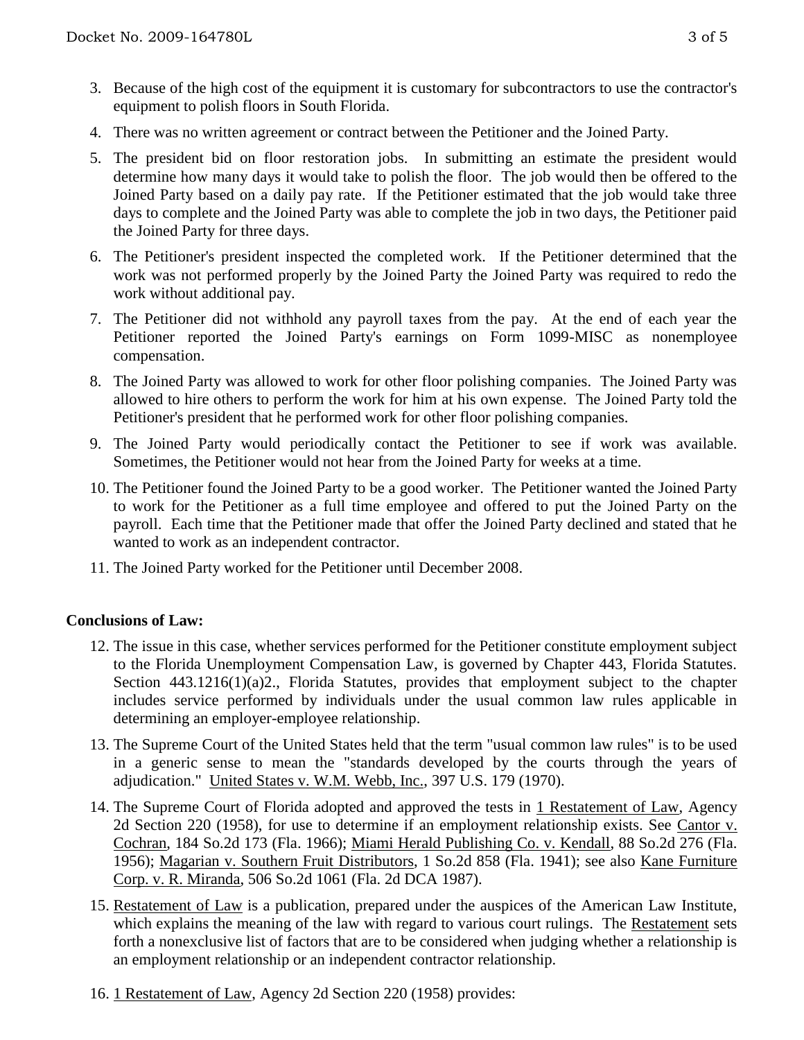3. Because of the high cost of the equipment it is customary for subcontractors to use the contractor's equipment to polish floors in South Florida.
4. There was no written agreement or contract between the Petitioner and the Joined Party.
5. The president bid on floor restoration jobs. In submitting an estimate the president would determine how many days it would take to polish the floor. The job would then be offered to the Joined Party based on a daily pay rate. If the Petitioner estimated that the job would take three days to complete and the Joined Party was able to complete the job in two days, the Petitioner paid the Joined Party for three days.
6. The Petitioner's president inspected the completed work. If the Petitioner determined that the work was not performed properly by the Joined Party the Joined Party was required to redo the work without additional pay.
7. The Petitioner did not withhold any payroll taxes from the pay. At the end of each year the Petitioner reported the Joined Party's earnings on Form 1099-MISC as nonemployee compensation.
8. The Joined Party was allowed to work for other floor polishing companies. The Joined Party was allowed to hire others to perform the work for him at his own expense. The Joined Party told the Petitioner's president that he performed work for other floor polishing companies.
9. The Joined Party would periodically contact the Petitioner to see if work was available. Sometimes, the Petitioner would not hear from the Joined Party for weeks at a time.
10. The Petitioner found the Joined Party to be a good worker. The Petitioner wanted the Joined Party to work for the Petitioner as a full time employee and offered to put the Joined Party on the payroll. Each time that the Petitioner made that offer the Joined Party declined and stated that he wanted to work as an independent contractor.
11. The Joined Party worked for the Petitioner until December 2008.

**Conclusions of Law:**

12. The issue in this case, whether services performed for the Petitioner constitute employment subject to the Florida Unemployment Compensation Law, is governed by Chapter 443, Florida Statutes. Section 443.1216(1)(a)2., Florida Statutes, provides that employment subject to the chapter includes service performed by individuals under the usual common law rules applicable in determining an employer-employee relationship.
13. The Supreme Court of the United States held that the term "usual common law rules" is to be used in a generic sense to mean the "standards developed by the courts through the years of adjudication." United States v. W.M. Webb, Inc., 397 U.S. 179 (1970).
14. The Supreme Court of Florida adopted and approved the tests in 1 Restatement of Law, Agency 2d Section 220 (1958), for use to determine if an employment relationship exists. See Cantor v. Cochran, 184 So.2d 173 (Fla. 1966); Miami Herald Publishing Co. v. Kendall, 88 So.2d 276 (Fla. 1956); Magarian v. Southern Fruit Distributors, 1 So.2d 858 (Fla. 1941); see also Kane Furniture Corp. v. R. Miranda, 506 So.2d 1061 (Fla. 2d DCA 1987).
15. Restatement of Law is a publication, prepared under the auspices of the American Law Institute, which explains the meaning of the law with regard to various court rulings. The Restatement sets forth a nonexclusive list of factors that are to be considered when judging whether a relationship is an employment relationship or an independent contractor relationship.
16. 1 Restatement of Law, Agency 2d Section 220 (1958) provides: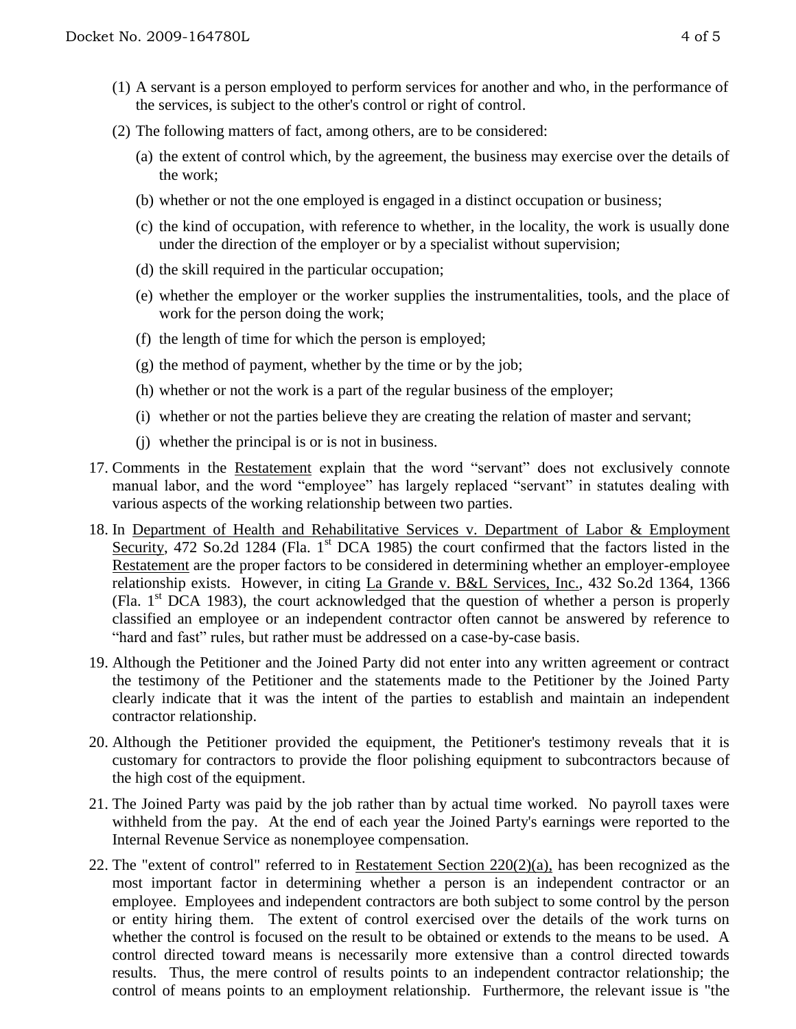(1) A servant is a person employed to perform services for another and who, in the performance of the services, is subject to the other's control or right of control.

(2) The following matters of fact, among others, are to be considered:

  (a) the extent of control which, by the agreement, the business may exercise over the details of the work;

  (b) whether or not the one employed is engaged in a distinct occupation or business;

  (c) the kind of occupation, with reference to whether, in the locality, the work is usually done under the direction of the employer or by a specialist without supervision;

  (d) the skill required in the particular occupation;

  (e) whether the employer or the worker supplies the instrumentalities, tools, and the place of work for the person doing the work;

  (f) the length of time for which the person is employed;

  (g) the method of payment, whether by the time or by the job;

  (h) whether or not the work is a part of the regular business of the employer;

  (i) whether or not the parties believe they are creating the relation of master and servant;

  (j) whether the principal is or is not in business.

17. Comments in the Restatement explain that the word "servant" does not exclusively connote manual labor, and the word "employee" has largely replaced "servant" in statutes dealing with various aspects of the working relationship between two parties.

18. In Department of Health and Rehabilitative Services v. Department of Labor & Employment Security, 472 So.2d 1284 (Fla. 1st DCA 1985) the court confirmed that the factors listed in the Restatement are the proper factors to be considered in determining whether an employer-employee relationship exists. However, in citing La Grande v. B&L Services, Inc., 432 So.2d 1364, 1366 (Fla. 1st DCA 1983), the court acknowledged that the question of whether a person is properly classified an employee or an independent contractor often cannot be answered by reference to "hard and fast" rules, but rather must be addressed on a case-by-case basis.

19. Although the Petitioner and the Joined Party did not enter into any written agreement or contract the testimony of the Petitioner and the statements made to the Petitioner by the Joined Party clearly indicate that it was the intent of the parties to establish and maintain an independent contractor relationship.

20. Although the Petitioner provided the equipment, the Petitioner's testimony reveals that it is customary for contractors to provide the floor polishing equipment to subcontractors because of the high cost of the equipment.

21. The Joined Party was paid by the job rather than by actual time worked. No payroll taxes were withheld from the pay. At the end of each year the Joined Party's earnings were reported to the Internal Revenue Service as nonemployee compensation.

22. The "extent of control" referred to in Restatement Section 220(2)(a), has been recognized as the most important factor in determining whether a person is an independent contractor or an employee. Employees and independent contractors are both subject to some control by the person or entity hiring them. The extent of control exercised over the details of the work turns on whether the control is focused on the result to be obtained or extends to the means to be used. A control directed toward means is necessarily more extensive than a control directed towards results. Thus, the mere control of results points to an independent contractor relationship; the control of means points to an employment relationship. Furthermore, the relevant issue is "the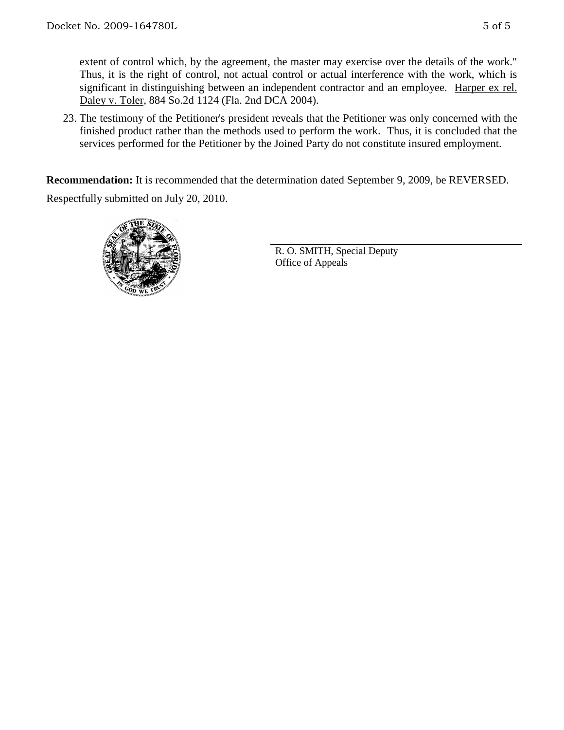extent of control which, by the agreement, the master may exercise over the details of the work." Thus, it is the right of control, not actual control or actual interference with the work, which is significant in distinguishing between an independent contractor and an employee. Harper ex rel. Daley v. Toler, 884 So.2d 1124 (Fla. 2nd DCA 2004).

23. The testimony of the Petitioner's president reveals that the Petitioner was only concerned with the finished product rather than the methods used to perform the work. Thus, it is concluded that the services performed for the Petitioner by the Joined Party do not constitute insured employment.

**Recommendation:** It is recommended that the determination dated September 9, 2009, be REVERSED.

Respectfully submitted on July 20, 2010.

R. O. SMITH, Special Deputy
Office of Appeals